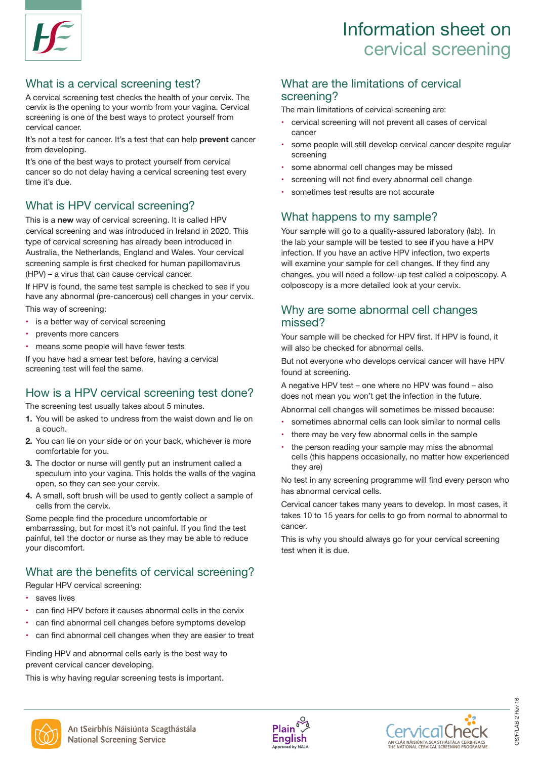# Information sheet on cervical screening

## What is a cervical screening test?

A cervical screening test checks the health of your cervix. The cervix is the opening to your womb from your vagina. Cervical screening is one of the best ways to protect yourself from cervical cancer.

It's not a test for cancer. It's a test that can help **prevent** cancer from developing.

It's one of the best ways to protect yourself from cervical cancer so do not delay having a cervical screening test every time it's due.

## What is HPV cervical screening?

This is a **new** way of cervical screening. It is called HPV cervical screening and was introduced in Ireland in 2020. This type of cervical screening has already been introduced in Australia, the Netherlands, England and Wales. Your cervical screening sample is first checked for human papillomavirus (HPV) – a virus that can cause cervical cancer.

If HPV is found, the same test sample is checked to see if you have any abnormal (pre-cancerous) cell changes in your cervix.

This way of screening:

- is a better way of cervical screening
- prevents more cancers
- means some people will have fewer tests

If you have had a smear test before, having a cervical screening test will feel the same.

## How is a HPV cervical screening test done?

The screening test usually takes about 5 minutes.

1. You will be asked to undress from the waist down and lie on a couch.
2. You can lie on your side or on your back, whichever is more comfortable for you.
3. The doctor or nurse will gently put an instrument called a speculum into your vagina. This holds the walls of the vagina open, so they can see your cervix.
4. A small, soft brush will be used to gently collect a sample of cells from the cervix.

Some people find the procedure uncomfortable or embarrassing, but for most it's not painful. If you find the test painful, tell the doctor or nurse as they may be able to reduce your discomfort.

## What are the benefits of cervical screening?

Regular HPV cervical screening:

- saves lives
- can find HPV before it causes abnormal cells in the cervix
- can find abnormal cell changes before symptoms develop
- can find abnormal cell changes when they are easier to treat

Finding HPV and abnormal cells early is the best way to prevent cervical cancer developing.

This is why having regular screening tests is important.

## What are the limitations of cervical screening?

The main limitations of cervical screening are:

- cervical screening will not prevent all cases of cervical cancer
- some people will still develop cervical cancer despite regular screening
- some abnormal cell changes may be missed
- screening will not find every abnormal cell change
- sometimes test results are not accurate

## What happens to my sample?

Your sample will go to a quality-assured laboratory (lab). In the lab your sample will be tested to see if you have a HPV infection. If you have an active HPV infection, two experts will examine your sample for cell changes. If they find any changes, you will need a follow-up test called a colposcopy. A colposcopy is a more detailed look at your cervix.

## Why are some abnormal cell changes missed?

Your sample will be checked for HPV first. If HPV is found, it will also be checked for abnormal cells.

But not everyone who develops cervical cancer will have HPV found at screening.

A negative HPV test – one where no HPV was found – also does not mean you won't get the infection in the future.

Abnormal cell changes will sometimes be missed because:

- sometimes abnormal cells can look similar to normal cells
- there may be very few abnormal cells in the sample
- the person reading your sample may miss the abnormal cells (this happens occasionally, no matter how experienced they are)

No test in any screening programme will find every person who has abnormal cervical cells.

Cervical cancer takes many years to develop. In most cases, it takes 10 to 15 years for cells to go from normal to abnormal to cancer.

This is why you should always go for your cervical screening test when it is due.

An tSeirbhís Náisiúnta Scagthástála
National Screening Service

CervicalCheck
AN CLÁR NÁISIÚNTA SCAGTHÁSTÁLA CEIRBHEACS
THE NATIONAL CERVICAL SCREENING PROGRAMME

CS/F/LAB-2 Rev 16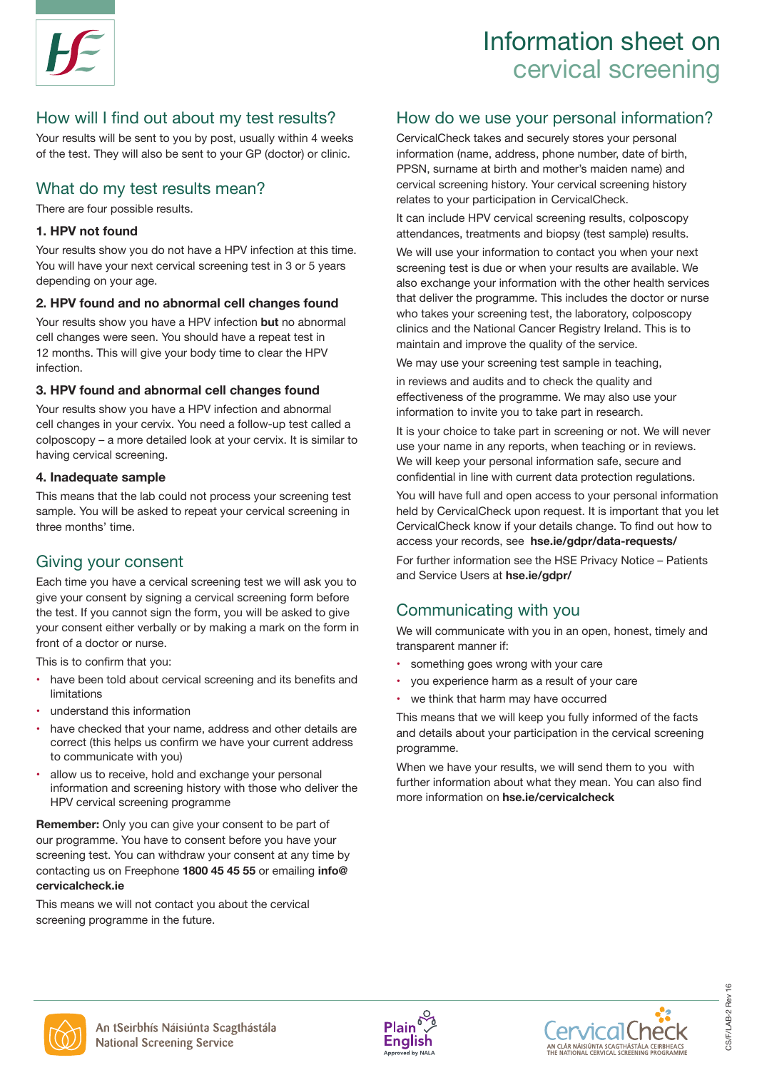# Information sheet on cervical screening

## How will I find out about my test results?

Your results will be sent to you by post, usually within 4 weeks of the test. They will also be sent to your GP (doctor) or clinic.

## What do my test results mean?

There are four possible results.

### 1. HPV not found

Your results show you do not have a HPV infection at this time. You will have your next cervical screening test in 3 or 5 years depending on your age.

### 2. HPV found and no abnormal cell changes found

Your results show you have a HPV infection **but** no abnormal cell changes were seen. You should have a repeat test in 12 months. This will give your body time to clear the HPV infection.

### 3. HPV found and abnormal cell changes found

Your results show you have a HPV infection and abnormal cell changes in your cervix. You need a follow-up test called a colposcopy – a more detailed look at your cervix. It is similar to having cervical screening.

### 4. Inadequate sample

This means that the lab could not process your screening test sample. You will be asked to repeat your cervical screening in three months' time.

## Giving your consent

Each time you have a cervical screening test we will ask you to give your consent by signing a cervical screening form before the test. If you cannot sign the form, you will be asked to give your consent either verbally or by making a mark on the form in front of a doctor or nurse.

This is to confirm that you:

- have been told about cervical screening and its benefits and limitations
- understand this information
- have checked that your name, address and other details are correct (this helps us confirm we have your current address to communicate with you)
- allow us to receive, hold and exchange your personal information and screening history with those who deliver the HPV cervical screening programme

**Remember:** Only you can give your consent to be part of our programme. You have to consent before you have your screening test. You can withdraw your consent at any time by contacting us on Freephone **1800 45 45 55** or emailing **info@cervicalcheck.ie**

This means we will not contact you about the cervical screening programme in the future.

## How do we use your personal information?

CervicalCheck takes and securely stores your personal information (name, address, phone number, date of birth, PPSN, surname at birth and mother's maiden name) and cervical screening history. Your cervical screening history relates to your participation in CervicalCheck.

It can include HPV cervical screening results, colposcopy attendances, treatments and biopsy (test sample) results.

We will use your information to contact you when your next screening test is due or when your results are available. We also exchange your information with the other health services that deliver the programme. This includes the doctor or nurse who takes your screening test, the laboratory, colposcopy clinics and the National Cancer Registry Ireland. This is to maintain and improve the quality of the service.

We may use your screening test sample in teaching, in reviews and audits and to check the quality and effectiveness of the programme. We may also use your information to invite you to take part in research.

It is your choice to take part in screening or not. We will never use your name in any reports, when teaching or in reviews. We will keep your personal information safe, secure and confidential in line with current data protection regulations.

You will have full and open access to your personal information held by CervicalCheck upon request. It is important that you let CervicalCheck know if your details change. To find out how to access your records, see **hse.ie/gdpr/data-requests/**

For further information see the HSE Privacy Notice – Patients and Service Users at **hse.ie/gdpr/**

## Communicating with you

We will communicate with you in an open, honest, timely and transparent manner if:

- something goes wrong with your care
- you experience harm as a result of your care
- we think that harm may have occurred

This means that we will keep you fully informed of the facts and details about your participation in the cervical screening programme.

When we have your results, we will send them to you with further information about what they mean. You can also find more information on **hse.ie/cervicalcheck**

An tSeirbhís Náisiúnta Scagthástála
National Screening Service

CervicalCheck – An Clár Náisiúnta Scagthástála Ceirbheacs – The National Cervical Screening Programme

CS/F/LAB-2 Rev 16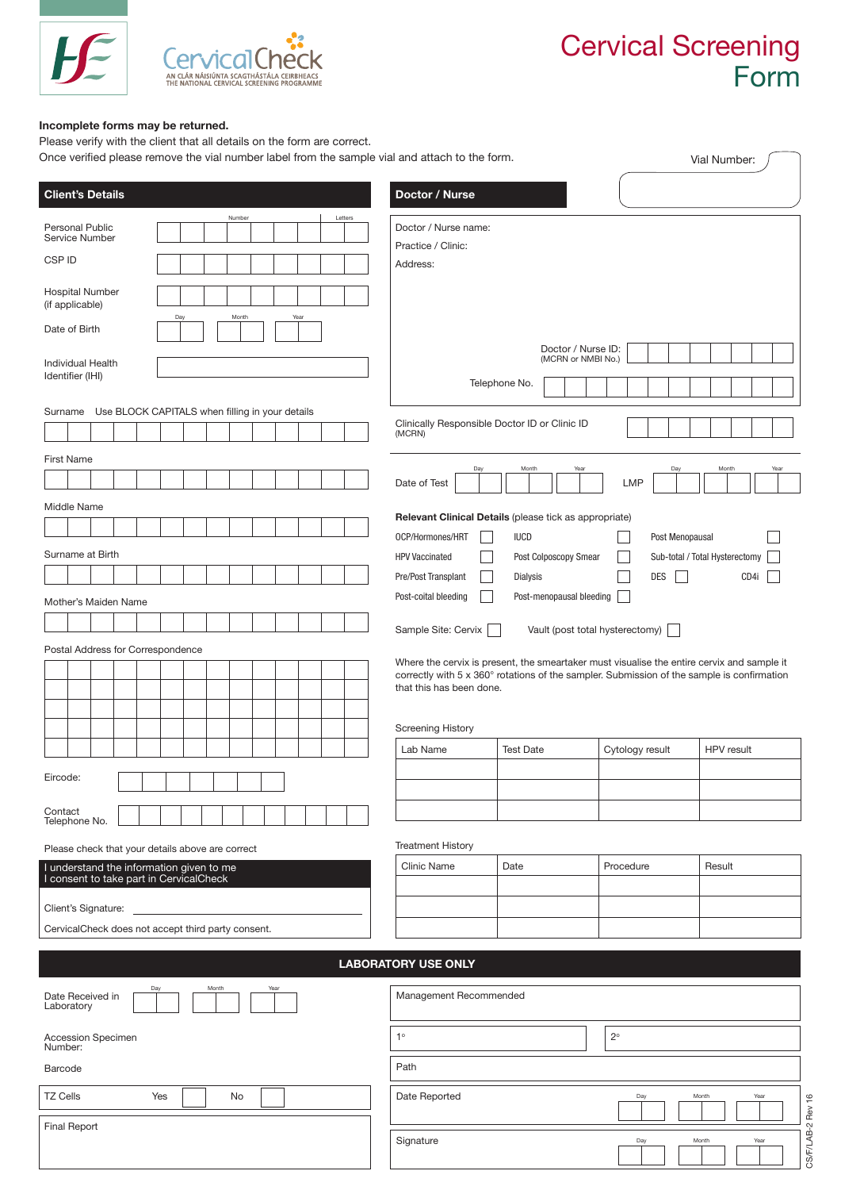CervicalCheck

AN CLÁR NÁISIÚNTA SCAGTHÁSTÁLA CEIRBHEACS
THE NATIONAL CERVICAL SCREENING PROGRAMME

# Cervical Screening Form

**Incomplete forms may be returned.**

Please verify with the client that all details on the form are correct.

Once verified please remove the vial number label from the sample vial and attach to the form.

Vial Number:

## Client's Details

Personal Public Service Number (Number / Letters)

CSP ID

Hospital Number (if applicable)

Date of Birth (Day / Month / Year)

Individual Health Identifier (IHI)

Surname Use BLOCK CAPITALS when filling in your details

First Name

Middle Name

Surname at Birth

Mother's Maiden Name

Postal Address for Correspondence

Eircode:

Contact Telephone No.

Please check that your details above are correct

I understand the information given to me
I consent to take part in CervicalCheck

Client's Signature:

CervicalCheck does not accept third party consent.

## Doctor / Nurse

Doctor / Nurse name:

Practice / Clinic:

Address:

Doctor / Nurse ID: (MCRN or NMBI No.)

Telephone No.

Clinically Responsible Doctor ID or Clinic ID (MCRN)

Date of Test (Day / Month / Year) LMP (Day / Month / Year)

**Relevant Clinical Details** (please tick as appropriate)

| | | |
|---|---|---|
| OCP/Hormones/HRT ☐ | IUCD ☐ | Post Menopausal ☐ |
| HPV Vaccinated ☐ | Post Colposcopy Smear ☐ | Sub-total / Total Hysterectomy ☐ |
| Pre/Post Transplant ☐ | Dialysis ☐ | DES ☐ CD4i ☐ |
| Post-coital bleeding ☐ | Post-menopausal bleeding ☐ | |

Sample Site: Cervix ☐ Vault (post total hysterectomy) ☐

Where the cervix is present, the smeartaker must visualise the entire cervix and sample it correctly with 5 x 360° rotations of the sampler. Submission of the sample is confirmation that this has been done.

Screening History

| Lab Name | Test Date | Cytology result | HPV result |
|---|---|---|---|
| | | | |
| | | | |
| | | | |

Treatment History

| Clinic Name | Date | Procedure | Result |
|---|---|---|---|
| | | | |
| | | | |
| | | | |

## LABORATORY USE ONLY

Date Received in Laboratory (Day / Month / Year)

Accession Specimen Number:

Barcode

TZ Cells Yes ☐ No ☐

Final Report

Management Recommended

1° 2°

Path

Date Reported (Day / Month / Year)

Signature (Day / Month / Year)

CS/F/LAB-2 Rev 16